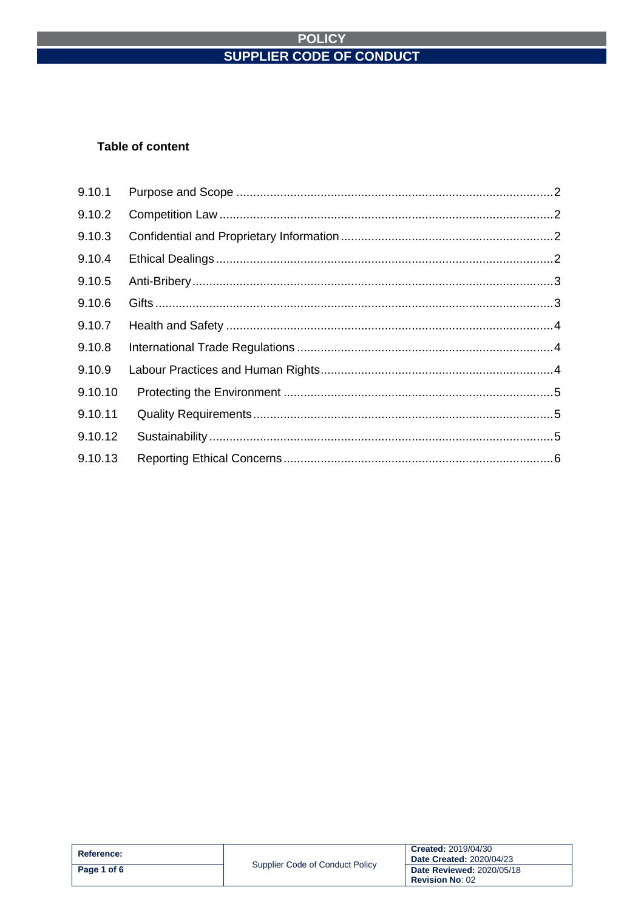# POLICY

## SUPPLIER CODE OF CONDUCT

**Table of content**

| | | |
|---|---|---|
| 9.10.1 | Purpose and Scope | 2 |
| 9.10.2 | Competition Law | 2 |
| 9.10.3 | Confidential and Proprietary Information | 2 |
| 9.10.4 | Ethical Dealings | 2 |
| 9.10.5 | Anti-Bribery | 3 |
| 9.10.6 | Gifts | 3 |
| 9.10.7 | Health and Safety | 4 |
| 9.10.8 | International Trade Regulations | 4 |
| 9.10.9 | Labour Practices and Human Rights | 4 |
| 9.10.10 | Protecting the Environment | 5 |
| 9.10.11 | Quality Requirements | 5 |
| 9.10.12 | Sustainability | 5 |
| 9.10.13 | Reporting Ethical Concerns | 6 |

| **Reference:** | Supplier Code of Conduct Policy | **Created:** 2019/04/30 **Date Created:** 2020/04/23 |
|---|---|---|
| | | **Date Reviewed:** 2020/05/18 **Revision No**: 02 |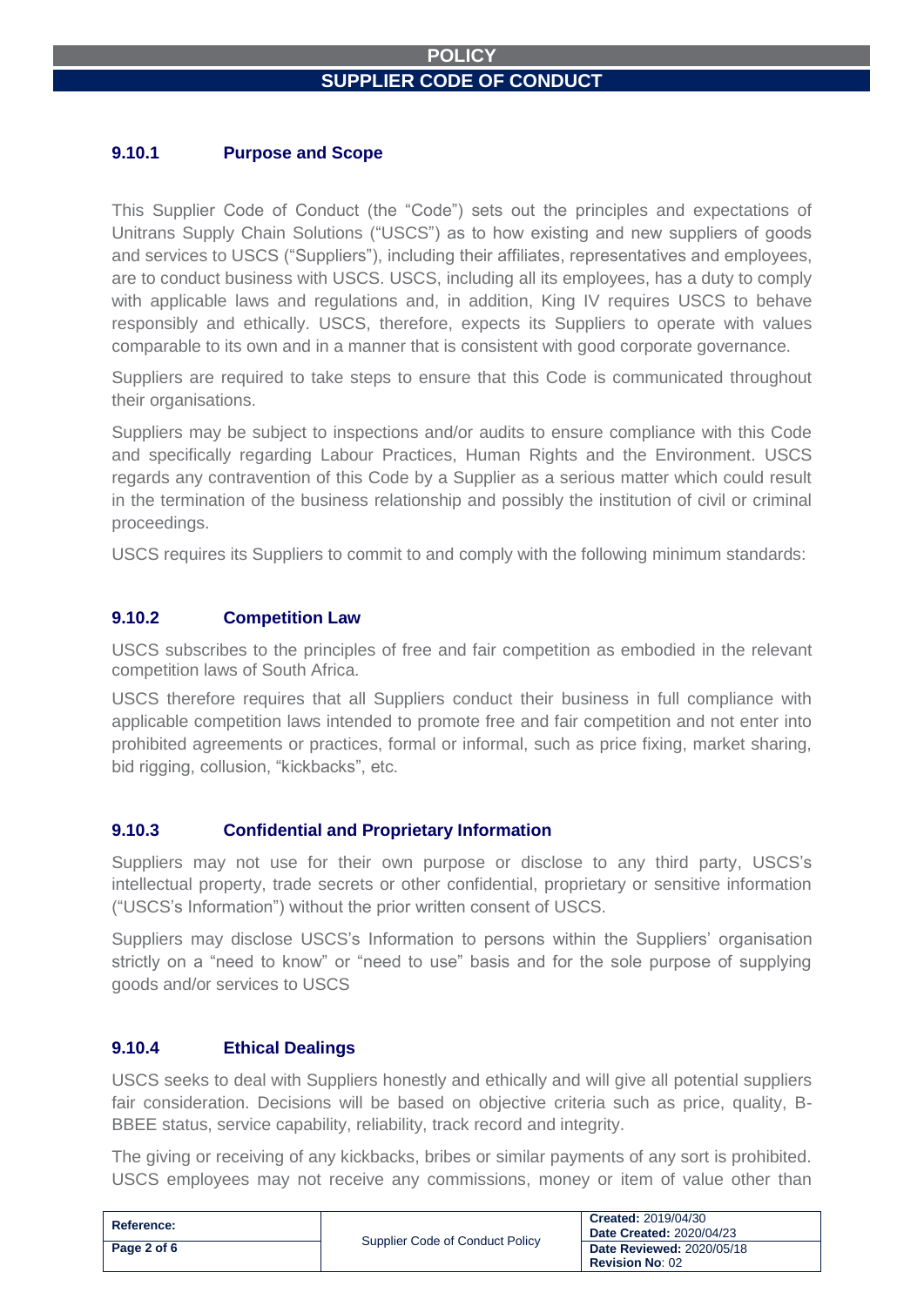## 9.10.1 Purpose and Scope

This Supplier Code of Conduct (the "Code") sets out the principles and expectations of Unitrans Supply Chain Solutions ("USCS") as to how existing and new suppliers of goods and services to USCS ("Suppliers"), including their affiliates, representatives and employees, are to conduct business with USCS. USCS, including all its employees, has a duty to comply with applicable laws and regulations and, in addition, King IV requires USCS to behave responsibly and ethically. USCS, therefore, expects its Suppliers to operate with values comparable to its own and in a manner that is consistent with good corporate governance.

Suppliers are required to take steps to ensure that this Code is communicated throughout their organisations.

Suppliers may be subject to inspections and/or audits to ensure compliance with this Code and specifically regarding Labour Practices, Human Rights and the Environment. USCS regards any contravention of this Code by a Supplier as a serious matter which could result in the termination of the business relationship and possibly the institution of civil or criminal proceedings.

USCS requires its Suppliers to commit to and comply with the following minimum standards:

## 9.10.2 Competition Law

USCS subscribes to the principles of free and fair competition as embodied in the relevant competition laws of South Africa.

USCS therefore requires that all Suppliers conduct their business in full compliance with applicable competition laws intended to promote free and fair competition and not enter into prohibited agreements or practices, formal or informal, such as price fixing, market sharing, bid rigging, collusion, "kickbacks", etc.

## 9.10.3 Confidential and Proprietary Information

Suppliers may not use for their own purpose or disclose to any third party, USCS's intellectual property, trade secrets or other confidential, proprietary or sensitive information ("USCS's Information") without the prior written consent of USCS.

Suppliers may disclose USCS's Information to persons within the Suppliers' organisation strictly on a "need to know" or "need to use" basis and for the sole purpose of supplying goods and/or services to USCS

## 9.10.4 Ethical Dealings

USCS seeks to deal with Suppliers honestly and ethically and will give all potential suppliers fair consideration. Decisions will be based on objective criteria such as price, quality, B-BBEE status, service capability, reliability, track record and integrity.

The giving or receiving of any kickbacks, bribes or similar payments of any sort is prohibited. USCS employees may not receive any commissions, money or item of value other than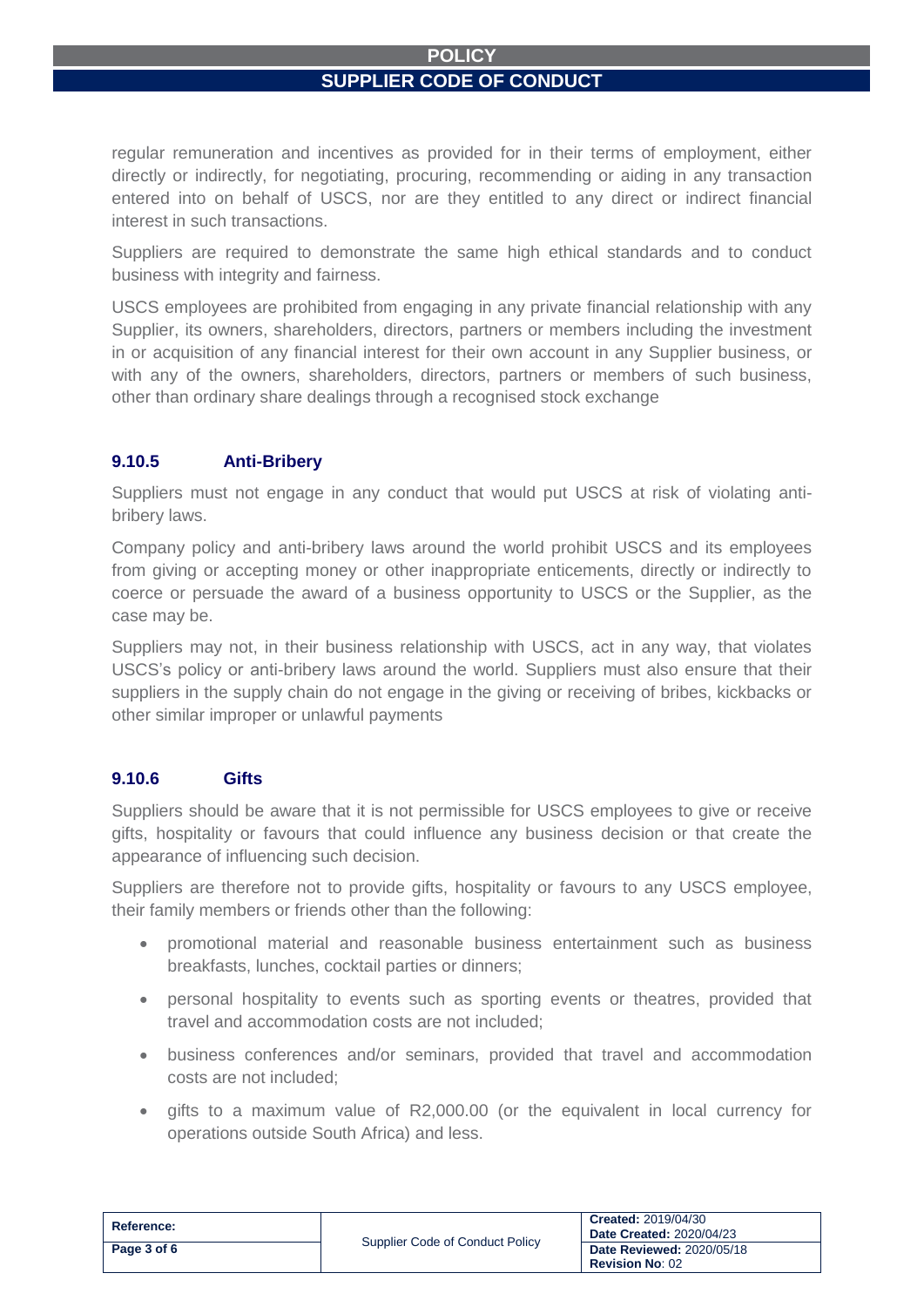regular remuneration and incentives as provided for in their terms of employment, either directly or indirectly, for negotiating, procuring, recommending or aiding in any transaction entered into on behalf of USCS, nor are they entitled to any direct or indirect financial interest in such transactions.

Suppliers are required to demonstrate the same high ethical standards and to conduct business with integrity and fairness.

USCS employees are prohibited from engaging in any private financial relationship with any Supplier, its owners, shareholders, directors, partners or members including the investment in or acquisition of any financial interest for their own account in any Supplier business, or with any of the owners, shareholders, directors, partners or members of such business, other than ordinary share dealings through a recognised stock exchange

### 9.10.5 Anti-Bribery

Suppliers must not engage in any conduct that would put USCS at risk of violating anti-bribery laws.

Company policy and anti-bribery laws around the world prohibit USCS and its employees from giving or accepting money or other inappropriate enticements, directly or indirectly to coerce or persuade the award of a business opportunity to USCS or the Supplier, as the case may be.

Suppliers may not, in their business relationship with USCS, act in any way, that violates USCS's policy or anti-bribery laws around the world. Suppliers must also ensure that their suppliers in the supply chain do not engage in the giving or receiving of bribes, kickbacks or other similar improper or unlawful payments

### 9.10.6 Gifts

Suppliers should be aware that it is not permissible for USCS employees to give or receive gifts, hospitality or favours that could influence any business decision or that create the appearance of influencing such decision.

Suppliers are therefore not to provide gifts, hospitality or favours to any USCS employee, their family members or friends other than the following:

- promotional material and reasonable business entertainment such as business breakfasts, lunches, cocktail parties or dinners;
- personal hospitality to events such as sporting events or theatres, provided that travel and accommodation costs are not included;
- business conferences and/or seminars, provided that travel and accommodation costs are not included;
- gifts to a maximum value of R2,000.00 (or the equivalent in local currency for operations outside South Africa) and less.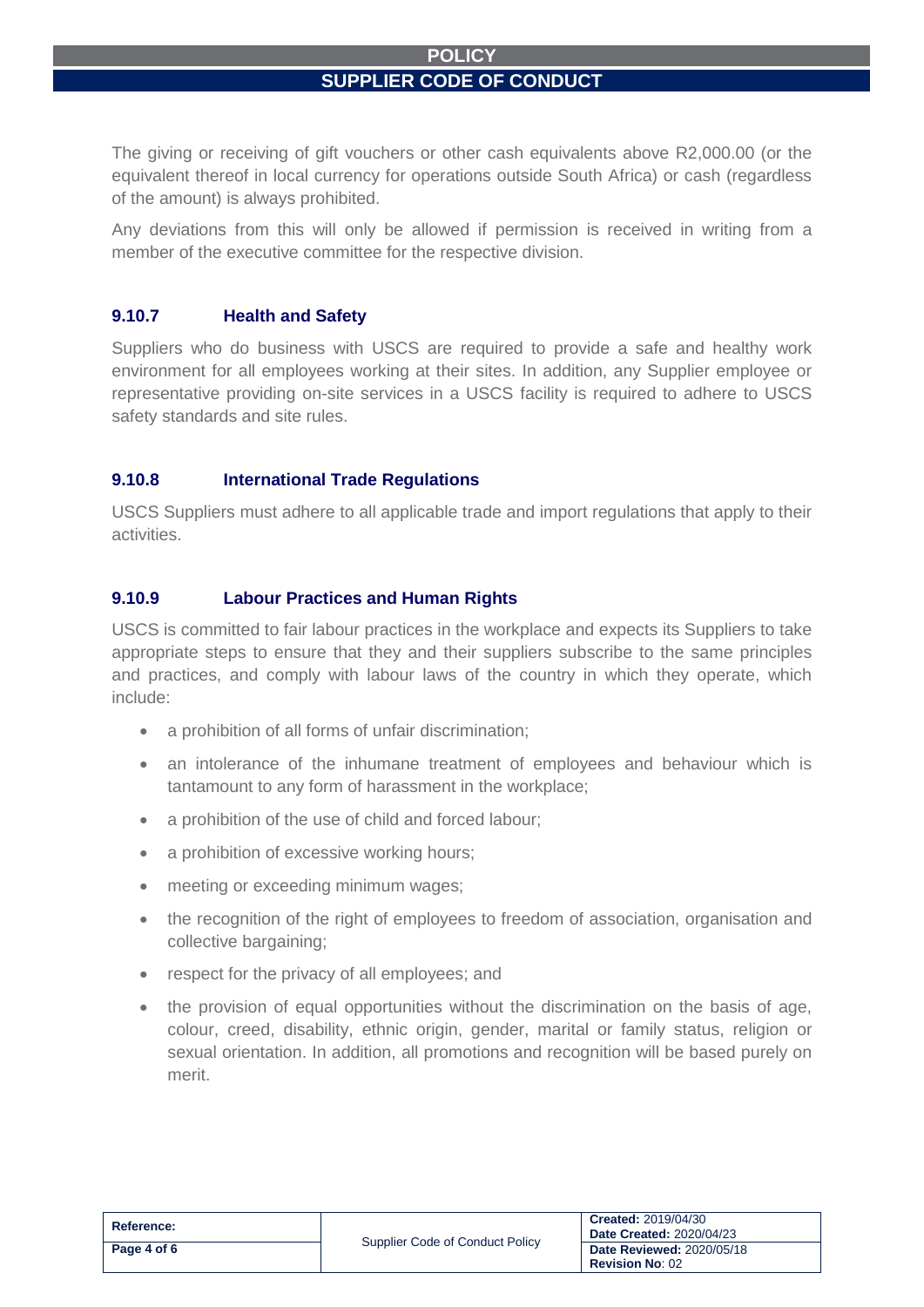The giving or receiving of gift vouchers or other cash equivalents above R2,000.00 (or the equivalent thereof in local currency for operations outside South Africa) or cash (regardless of the amount) is always prohibited.

Any deviations from this will only be allowed if permission is received in writing from a member of the executive committee for the respective division.

### 9.10.7 Health and Safety

Suppliers who do business with USCS are required to provide a safe and healthy work environment for all employees working at their sites. In addition, any Supplier employee or representative providing on-site services in a USCS facility is required to adhere to USCS safety standards and site rules.

### 9.10.8 International Trade Regulations

USCS Suppliers must adhere to all applicable trade and import regulations that apply to their activities.

### 9.10.9 Labour Practices and Human Rights

USCS is committed to fair labour practices in the workplace and expects its Suppliers to take appropriate steps to ensure that they and their suppliers subscribe to the same principles and practices, and comply with labour laws of the country in which they operate, which include:

- a prohibition of all forms of unfair discrimination;
- an intolerance of the inhumane treatment of employees and behaviour which is tantamount to any form of harassment in the workplace;
- a prohibition of the use of child and forced labour;
- a prohibition of excessive working hours;
- meeting or exceeding minimum wages;
- the recognition of the right of employees to freedom of association, organisation and collective bargaining;
- respect for the privacy of all employees; and
- the provision of equal opportunities without the discrimination on the basis of age, colour, creed, disability, ethnic origin, gender, marital or family status, religion or sexual orientation. In addition, all promotions and recognition will be based purely on merit.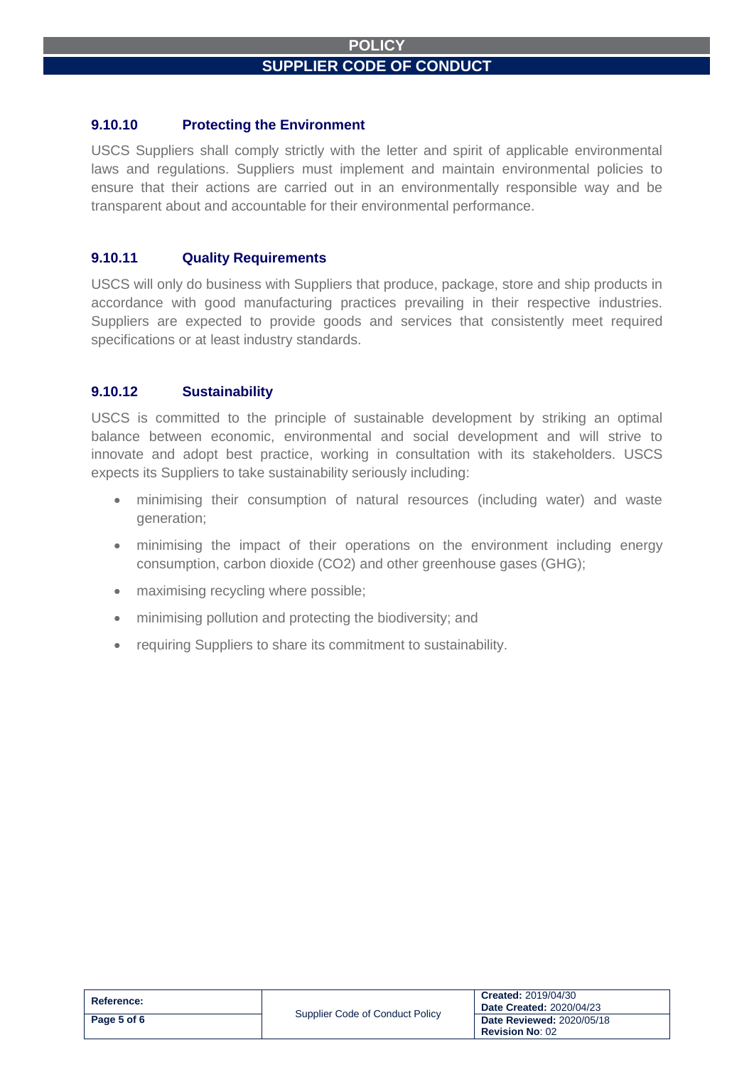### 9.10.10 Protecting the Environment

USCS Suppliers shall comply strictly with the letter and spirit of applicable environmental laws and regulations. Suppliers must implement and maintain environmental policies to ensure that their actions are carried out in an environmentally responsible way and be transparent about and accountable for their environmental performance.

### 9.10.11 Quality Requirements

USCS will only do business with Suppliers that produce, package, store and ship products in accordance with good manufacturing practices prevailing in their respective industries. Suppliers are expected to provide goods and services that consistently meet required specifications or at least industry standards.

### 9.10.12 Sustainability

USCS is committed to the principle of sustainable development by striking an optimal balance between economic, environmental and social development and will strive to innovate and adopt best practice, working in consultation with its stakeholders. USCS expects its Suppliers to take sustainability seriously including:

- minimising their consumption of natural resources (including water) and waste generation;
- minimising the impact of their operations on the environment including energy consumption, carbon dioxide ($CO_2$) and other greenhouse gases (GHG);
- maximising recycling where possible;
- minimising pollution and protecting the biodiversity; and
- requiring Suppliers to share its commitment to sustainability.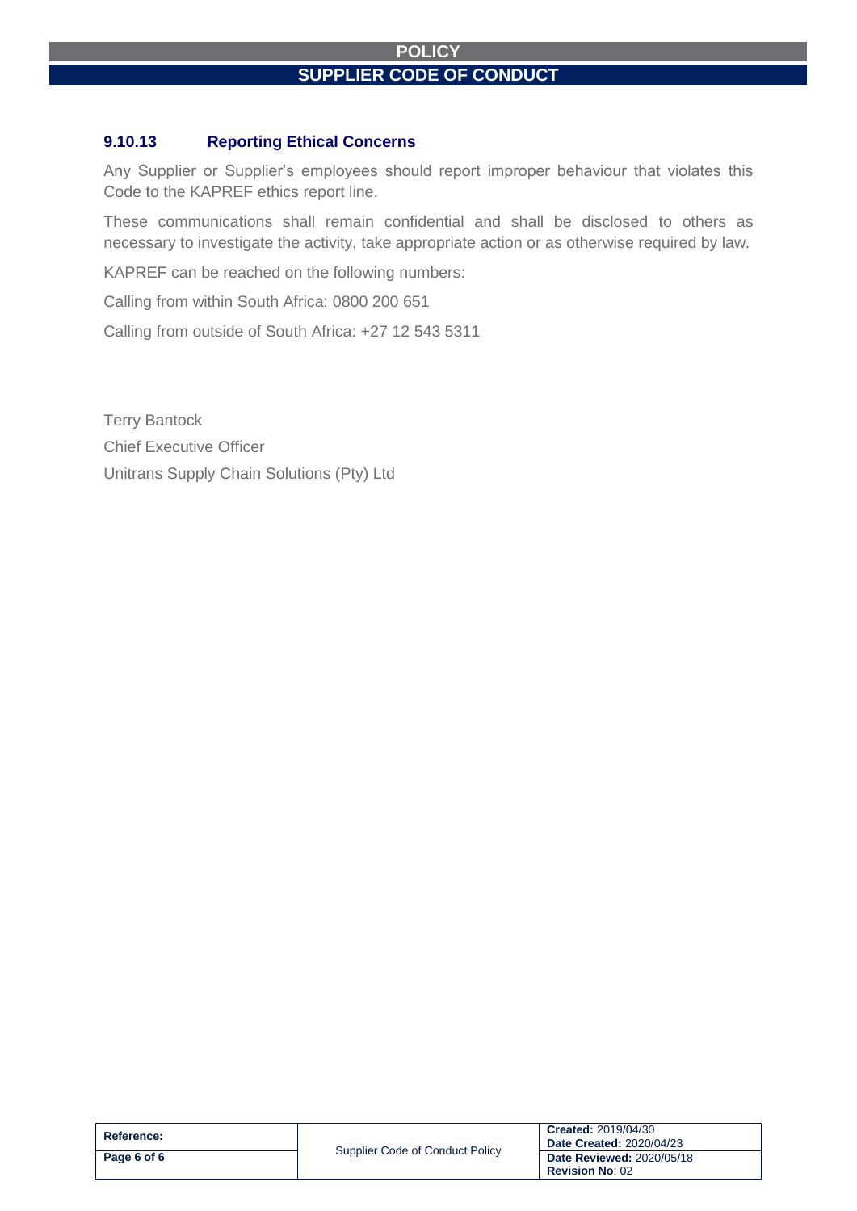### 9.10.13 Reporting Ethical Concerns

Any Supplier or Supplier's employees should report improper behaviour that violates this Code to the KAPREF ethics report line.

These communications shall remain confidential and shall be disclosed to others as necessary to investigate the activity, take appropriate action or as otherwise required by law.

KAPREF can be reached on the following numbers:

Calling from within South Africa: 0800 200 651

Calling from outside of South Africa: +27 12 543 5311

Terry Bantock

Chief Executive Officer

Unitrans Supply Chain Solutions (Pty) Ltd